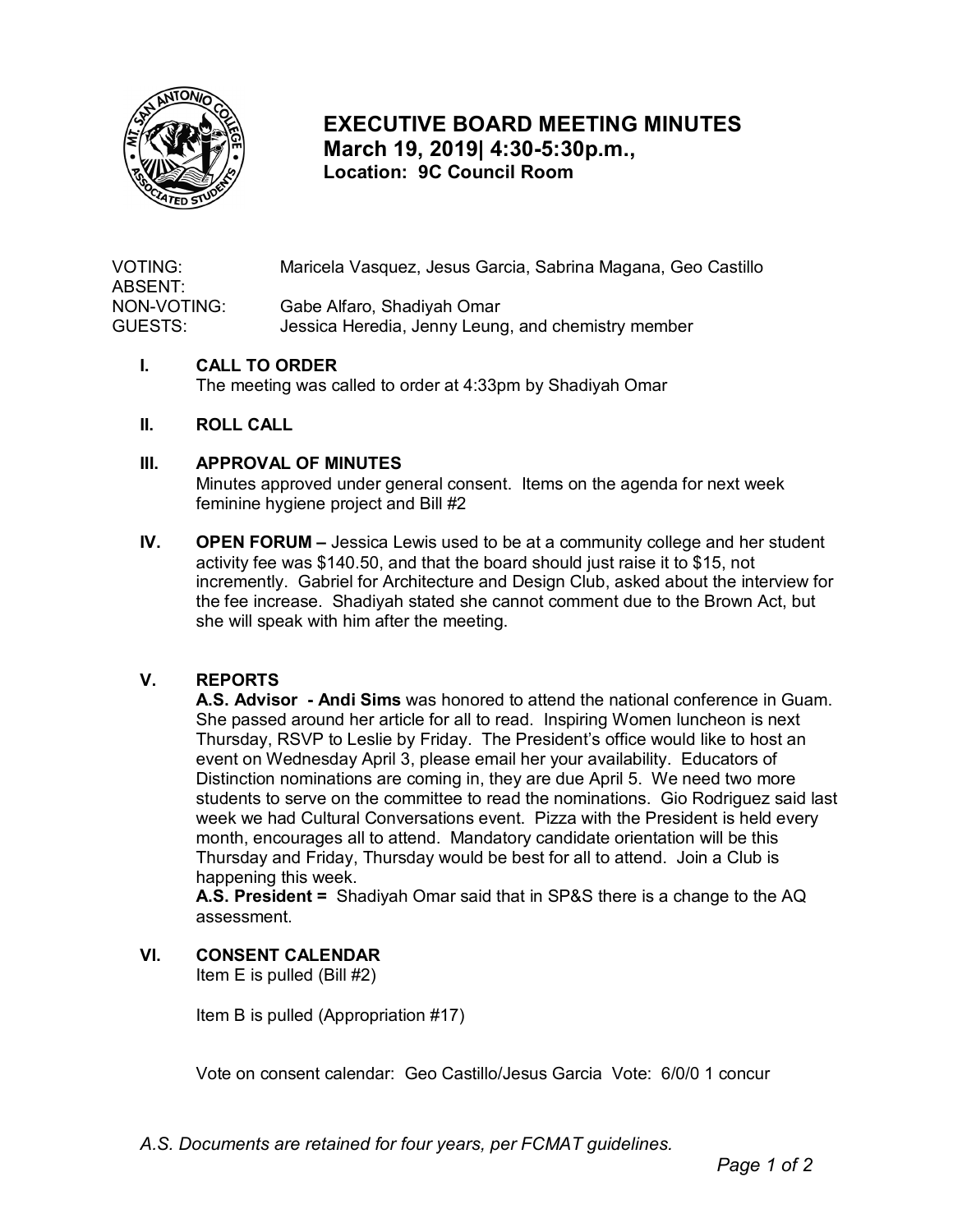# EXECUTIVE BOARD MEETING MINUTES
**March 19, 2019| 4:30-5:30p.m.,**
**Location: 9C Council Room**

VOTING: Maricela Vasquez, Jesus Garcia, Sabrina Magana, Geo Castillo
ABSENT:
NON-VOTING: Gabe Alfaro, Shadiyah Omar
GUESTS: Jessica Heredia, Jenny Leung, and chemistry member

## I. CALL TO ORDER

The meeting was called to order at 4:33pm by Shadiyah Omar

## II. ROLL CALL

## III. APPROVAL OF MINUTES

Minutes approved under general consent. Items on the agenda for next week feminine hygiene project and Bill #2

## IV. OPEN FORUM –

Jessica Lewis used to be at a community college and her student activity fee was $140.50, and that the board should just raise it to $15, not incrementally. Gabriel for Architecture and Design Club, asked about the interview for the fee increase. Shadiyah stated she cannot comment due to the Brown Act, but she will speak with him after the meeting.

## V. REPORTS

**A.S. Advisor - Andi Sims** was honored to attend the national conference in Guam. She passed around her article for all to read. Inspiring Women luncheon is next Thursday, RSVP to Leslie by Friday. The President's office would like to host an event on Wednesday April 3, please email her your availability. Educators of Distinction nominations are coming in, they are due April 5. We need two more students to serve on the committee to read the nominations. Gio Rodriguez said last week we had Cultural Conversations event. Pizza with the President is held every month, encourages all to attend. Mandatory candidate orientation will be this Thursday and Friday, Thursday would be best for all to attend. Join a Club is happening this week.

**A.S. President =** Shadiyah Omar said that in SP&S there is a change to the AQ assessment.

## VI. CONSENT CALENDAR

Item E is pulled (Bill #2)

Item B is pulled (Appropriation #17)

Vote on consent calendar: Geo Castillo/Jesus Garcia Vote: 6/0/0 1 concur

*A.S. Documents are retained for four years, per FCMAT guidelines.*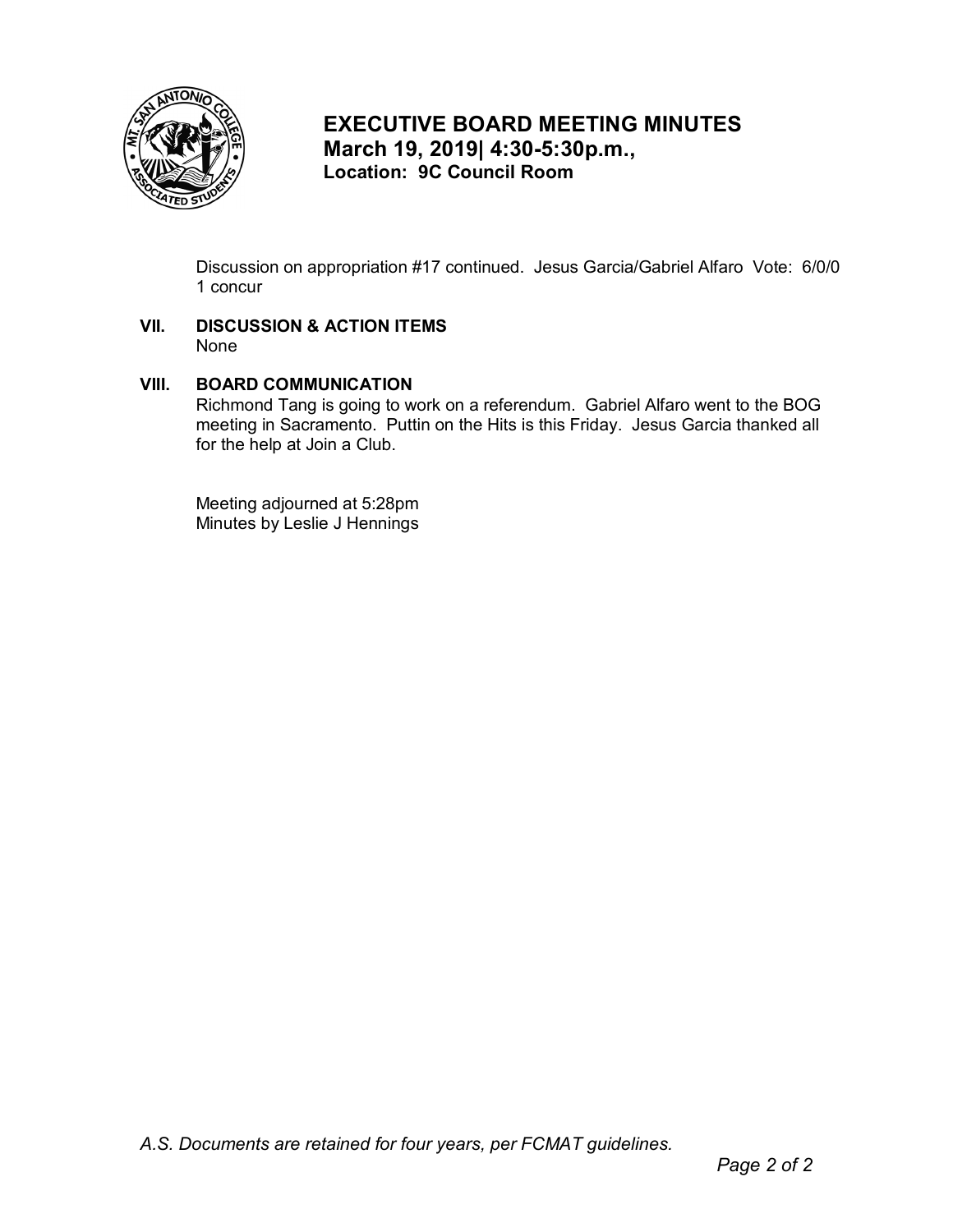# EXECUTIVE BOARD MEETING MINUTES
**March 19, 2019| 4:30-5:30p.m.,**
**Location: 9C Council Room**

Discussion on appropriation #17 continued. Jesus Garcia/Gabriel Alfaro Vote: 6/0/0 1 concur

## VII. DISCUSSION & ACTION ITEMS

None

## VIII. BOARD COMMUNICATION

Richmond Tang is going to work on a referendum. Gabriel Alfaro went to the BOG meeting in Sacramento. Puttin on the Hits is this Friday. Jesus Garcia thanked all for the help at Join a Club.

Meeting adjourned at 5:28pm
Minutes by Leslie J Hennings

*A.S. Documents are retained for four years, per FCMAT guidelines.*